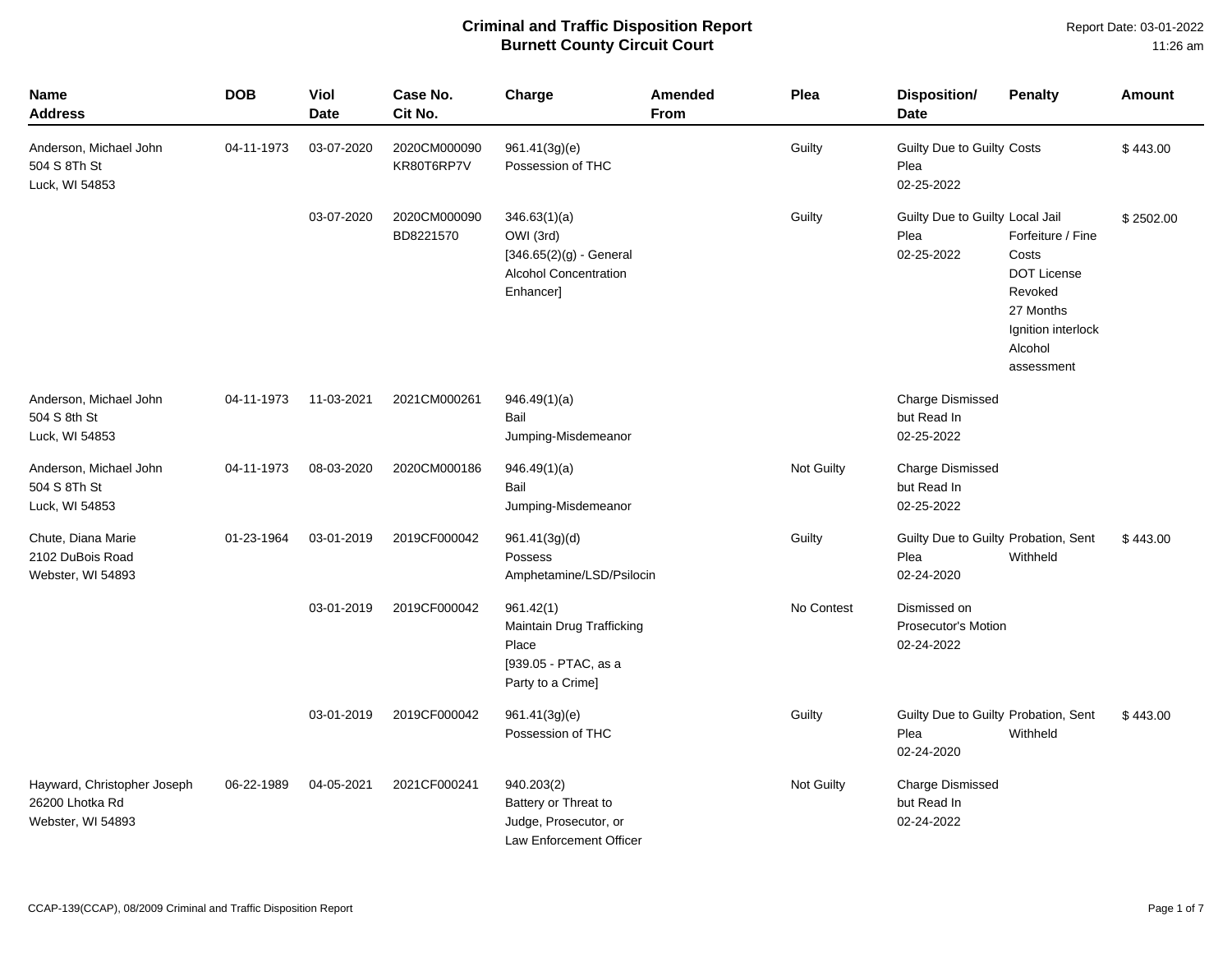# Criminal and Traffic Disposition Report
## Burnett County Circuit Court

Report Date: 03-01-2022
11:26 am

| Name<br>Address | DOB | Viol<br>Date | Case No.<br>Cit No. | Charge | Amended<br>From | Plea | Disposition/<br>Date | Penalty | Amount |
|---|---|---|---|---|---|---|---|---|---|
| Anderson, Michael John<br>504 S 8Th St<br>Luck, WI 54853 | 04-11-1973 | 03-07-2020 | 2020CM000090<br>KR80T6RP7V | 961.41(3g)(e)<br>Possession of THC | | Guilty | Guilty Due to Guilty Plea<br>02-25-2022 | Costs | $ 443.00 |
| | | 03-07-2020 | 2020CM000090<br>BD8221570 | 346.63(1)(a)<br>OWI (3rd)<br>[346.65(2)(g) - General Alcohol Concentration Enhancer] | | Guilty | Guilty Due to Guilty Plea<br>02-25-2022 | Local Jail<br>Forfeiture / Fine<br>Costs<br>DOT License Revoked<br>27 Months<br>Ignition interlock<br>Alcohol assessment | $ 2502.00 |
| Anderson, Michael John<br>504 S 8th St<br>Luck, WI 54853 | 04-11-1973 | 11-03-2021 | 2021CM000261 | 946.49(1)(a)<br>Bail Jumping-Misdemeanor | | | Charge Dismissed but Read In<br>02-25-2022 | | |
| Anderson, Michael John<br>504 S 8Th St<br>Luck, WI 54853 | 04-11-1973 | 08-03-2020 | 2020CM000186 | 946.49(1)(a)<br>Bail Jumping-Misdemeanor | | Not Guilty | Charge Dismissed but Read In<br>02-25-2022 | | |
| Chute, Diana Marie<br>2102 DuBois Road<br>Webster, WI 54893 | 01-23-1964 | 03-01-2019 | 2019CF000042 | 961.41(3g)(d)<br>Possess Amphetamine/LSD/Psilocin | | Guilty | Guilty Due to Guilty Plea<br>02-24-2020 | Probation, Sent Withheld | $ 443.00 |
| | | 03-01-2019 | 2019CF000042 | 961.42(1)<br>Maintain Drug Trafficking Place<br>[939.05 - PTAC, as a Party to a Crime] | | No Contest | Dismissed on Prosecutor's Motion<br>02-24-2022 | | |
| | | 03-01-2019 | 2019CF000042 | 961.41(3g)(e)<br>Possession of THC | | Guilty | Guilty Due to Guilty Plea<br>02-24-2020 | Probation, Sent Withheld | $ 443.00 |
| Hayward, Christopher Joseph<br>26200 Lhotka Rd<br>Webster, WI 54893 | 06-22-1989 | 04-05-2021 | 2021CF000241 | 940.203(2)<br>Battery or Threat to Judge, Prosecutor, or Law Enforcement Officer | | Not Guilty | Charge Dismissed but Read In<br>02-24-2022 | | |

CCAP-139(CCAP), 08/2009 Criminal and Traffic Disposition Report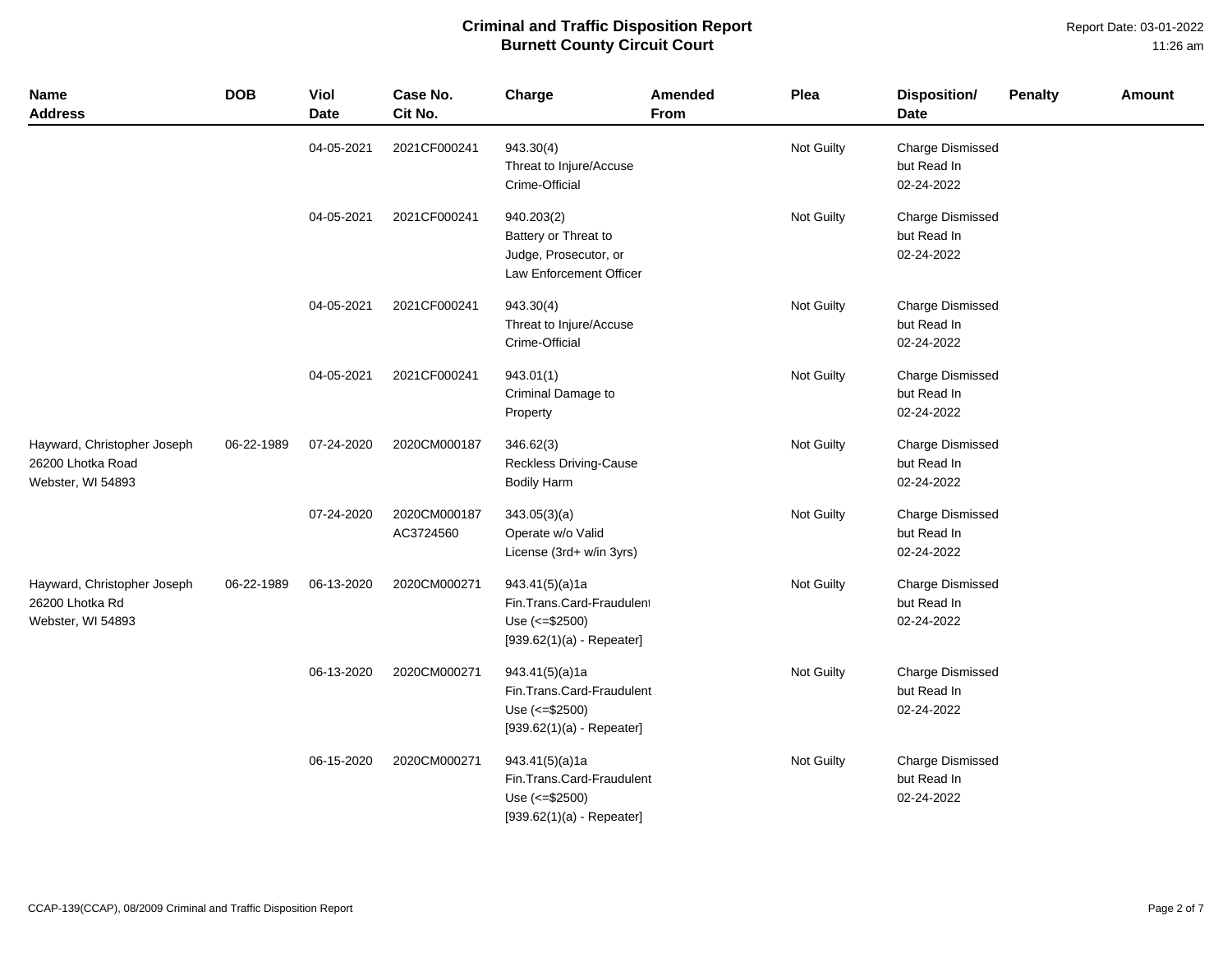# Criminal and Traffic Disposition Report
## Burnett County Circuit Court

Report Date: 03-01-2022
11:26 am

| Name Address | DOB | Viol Date | Case No. Cit No. | Charge | Amended From | Plea | Disposition/ Date | Penalty | Amount |
|---|---|---|---|---|---|---|---|---|---|
| | | 04-05-2021 | 2021CF000241 | 943.30(4) Threat to Injure/Accuse Crime-Official | | Not Guilty | Charge Dismissed but Read In 02-24-2022 | | |
| | | 04-05-2021 | 2021CF000241 | 940.203(2) Battery or Threat to Judge, Prosecutor, or Law Enforcement Officer | | Not Guilty | Charge Dismissed but Read In 02-24-2022 | | |
| | | 04-05-2021 | 2021CF000241 | 943.30(4) Threat to Injure/Accuse Crime-Official | | Not Guilty | Charge Dismissed but Read In 02-24-2022 | | |
| | | 04-05-2021 | 2021CF000241 | 943.01(1) Criminal Damage to Property | | Not Guilty | Charge Dismissed but Read In 02-24-2022 | | |
| Hayward, Christopher Joseph 26200 Lhotka Road Webster, WI 54893 | 06-22-1989 | 07-24-2020 | 2020CM000187 | 346.62(3) Reckless Driving-Cause Bodily Harm | | Not Guilty | Charge Dismissed but Read In 02-24-2022 | | |
| | | 07-24-2020 | 2020CM000187 AC3724560 | 343.05(3)(a) Operate w/o Valid License (3rd+ w/in 3yrs) | | Not Guilty | Charge Dismissed but Read In 02-24-2022 | | |
| Hayward, Christopher Joseph 26200 Lhotka Rd Webster, WI 54893 | 06-22-1989 | 06-13-2020 | 2020CM000271 | 943.41(5)(a)1a Fin.Trans.Card-Fraudulent Use (<=$2500) [939.62(1)(a) - Repeater] | | Not Guilty | Charge Dismissed but Read In 02-24-2022 | | |
| | | 06-13-2020 | 2020CM000271 | 943.41(5)(a)1a Fin.Trans.Card-Fraudulent Use (<=$2500) [939.62(1)(a) - Repeater] | | Not Guilty | Charge Dismissed but Read In 02-24-2022 | | |
| | | 06-15-2020 | 2020CM000271 | 943.41(5)(a)1a Fin.Trans.Card-Fraudulent Use (<=$2500) [939.62(1)(a) - Repeater] | | Not Guilty | Charge Dismissed but Read In 02-24-2022 | | |

CCAP-139(CCAP), 08/2009 Criminal and Traffic Disposition Report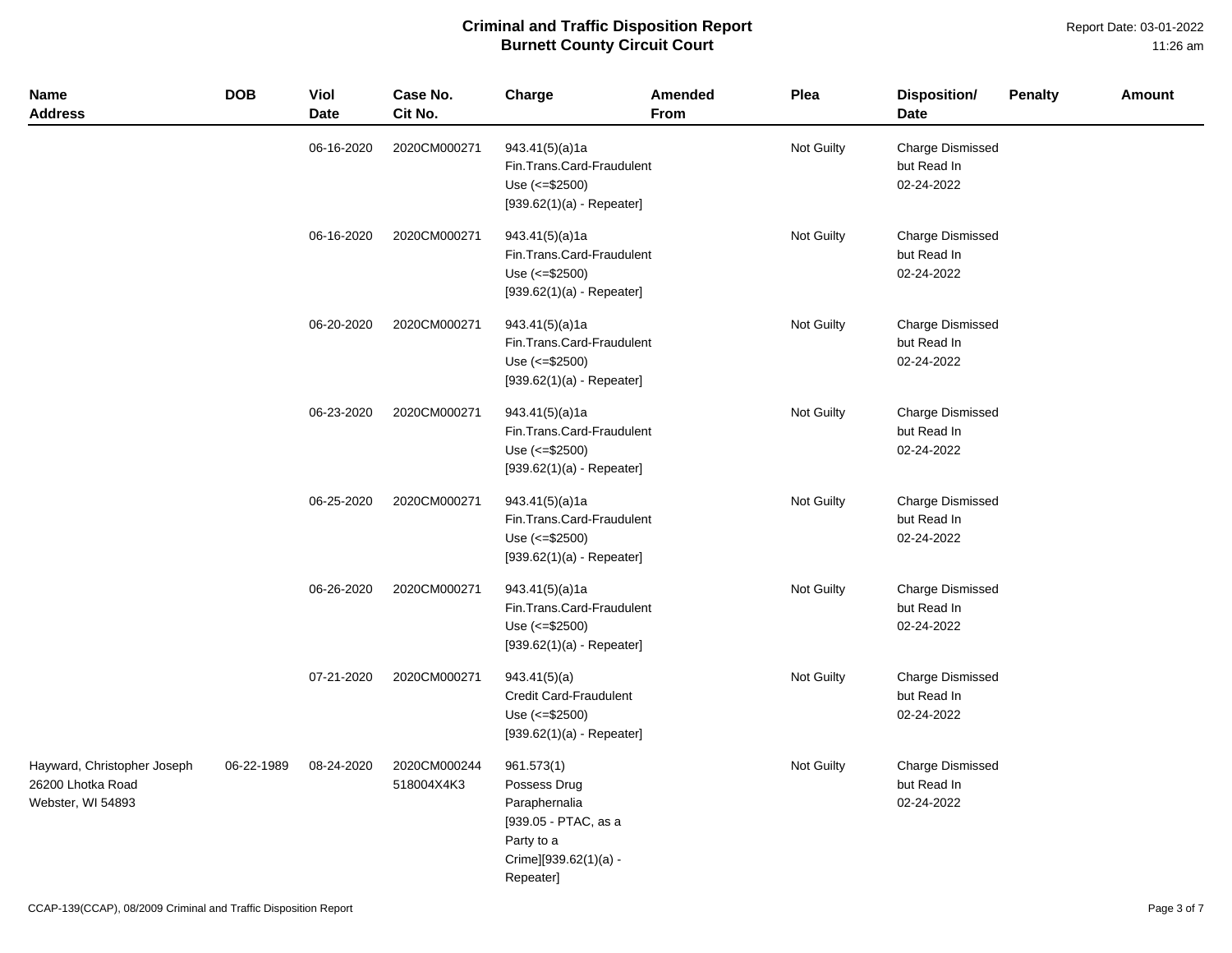# Criminal and Traffic Disposition Report
## Burnett County Circuit Court

Report Date: 03-01-2022
11:26 am

| Name<br>Address | DOB | Viol<br>Date | Case No.<br>Cit No. | Charge | Amended<br>From | Plea | Disposition/<br>Date | Penalty | Amount |
|---|---|---|---|---|---|---|---|---|---|
| | | 06-16-2020 | 2020CM000271 | 943.41(5)(a)1a<br>Fin.Trans.Card-Fraudulent Use (<=$2500)<br>[939.62(1)(a) - Repeater] | | Not Guilty | Charge Dismissed but Read In<br>02-24-2022 | | |
| | | 06-16-2020 | 2020CM000271 | 943.41(5)(a)1a<br>Fin.Trans.Card-Fraudulent Use (<=$2500)<br>[939.62(1)(a) - Repeater] | | Not Guilty | Charge Dismissed but Read In<br>02-24-2022 | | |
| | | 06-20-2020 | 2020CM000271 | 943.41(5)(a)1a<br>Fin.Trans.Card-Fraudulent Use (<=$2500)<br>[939.62(1)(a) - Repeater] | | Not Guilty | Charge Dismissed but Read In<br>02-24-2022 | | |
| | | 06-23-2020 | 2020CM000271 | 943.41(5)(a)1a<br>Fin.Trans.Card-Fraudulent Use (<=$2500)<br>[939.62(1)(a) - Repeater] | | Not Guilty | Charge Dismissed but Read In<br>02-24-2022 | | |
| | | 06-25-2020 | 2020CM000271 | 943.41(5)(a)1a<br>Fin.Trans.Card-Fraudulent Use (<=$2500)<br>[939.62(1)(a) - Repeater] | | Not Guilty | Charge Dismissed but Read In<br>02-24-2022 | | |
| | | 06-26-2020 | 2020CM000271 | 943.41(5)(a)1a<br>Fin.Trans.Card-Fraudulent Use (<=$2500)<br>[939.62(1)(a) - Repeater] | | Not Guilty | Charge Dismissed but Read In<br>02-24-2022 | | |
| | | 07-21-2020 | 2020CM000271 | 943.41(5)(a)<br>Credit Card-Fraudulent Use (<=$2500)<br>[939.62(1)(a) - Repeater] | | Not Guilty | Charge Dismissed but Read In<br>02-24-2022 | | |
| Hayward, Christopher Joseph<br>26200 Lhotka Road<br>Webster, WI 54893 | 06-22-1989 | 08-24-2020 | 2020CM000244<br>518004X4K3 | 961.573(1)<br>Possess Drug Paraphernalia<br>[939.05 - PTAC, as a Party to a Crime][939.62(1)(a) - Repeater] | | Not Guilty | Charge Dismissed but Read In<br>02-24-2022 | | |

CCAP-139(CCAP), 08/2009 Criminal and Traffic Disposition Report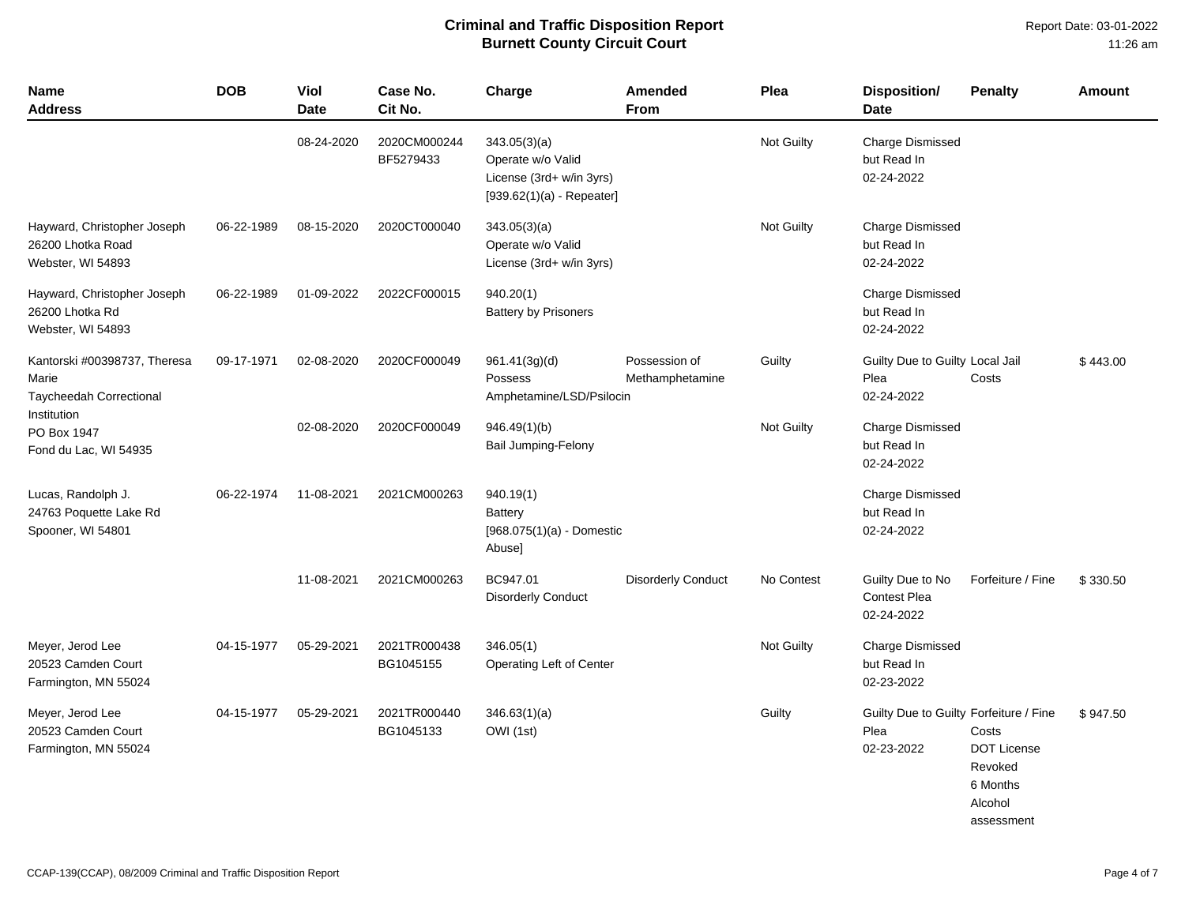# Criminal and Traffic Disposition Report
## Burnett County Circuit Court

Report Date: 03-01-2022
11:26 am

| Name Address | DOB | Viol Date | Case No. Cit No. | Charge | Amended From | Plea | Disposition/ Date | Penalty | Amount |
|---|---|---|---|---|---|---|---|---|---|
| | | 08-24-2020 | 2020CM000244 BF5279433 | 343.05(3)(a) Operate w/o Valid License (3rd+ w/in 3yrs) [939.62(1)(a) - Repeater] | | Not Guilty | Charge Dismissed but Read In 02-24-2022 | | |
| Hayward, Christopher Joseph 26200 Lhotka Road Webster, WI 54893 | 06-22-1989 | 08-15-2020 | 2020CT000040 | 343.05(3)(a) Operate w/o Valid License (3rd+ w/in 3yrs) | | Not Guilty | Charge Dismissed but Read In 02-24-2022 | | |
| Hayward, Christopher Joseph 26200 Lhotka Rd Webster, WI 54893 | 06-22-1989 | 01-09-2022 | 2022CF000015 | 940.20(1) Battery by Prisoners | | | Charge Dismissed but Read In 02-24-2022 | | |
| Kantorski #00398737, Theresa Marie Taycheedah Correctional Institution PO Box 1947 Fond du Lac, WI 54935 | 09-17-1971 | 02-08-2020 | 2020CF000049 | 961.41(3g)(d) Possess Amphetamine/LSD/Psilocin | Possession of Methamphetamine | Guilty | Guilty Due to Guilty Plea 02-24-2022 | Local Jail Costs | $ 443.00 |
| | | 02-08-2020 | 2020CF000049 | 946.49(1)(b) Bail Jumping-Felony | | Not Guilty | Charge Dismissed but Read In 02-24-2022 | | |
| Lucas, Randolph J. 24763 Poquette Lake Rd Spooner, WI 54801 | 06-22-1974 | 11-08-2021 | 2021CM000263 | 940.19(1) Battery [968.075(1)(a) - Domestic Abuse] | | | Charge Dismissed but Read In 02-24-2022 | | |
| | | 11-08-2021 | 2021CM000263 | BC947.01 Disorderly Conduct | Disorderly Conduct | No Contest | Guilty Due to No Contest Plea 02-24-2022 | Forfeiture / Fine | $ 330.50 |
| Meyer, Jerod Lee 20523 Camden Court Farmington, MN 55024 | 04-15-1977 | 05-29-2021 | 2021TR000438 BG1045155 | 346.05(1) Operating Left of Center | | Not Guilty | Charge Dismissed but Read In 02-23-2022 | | |
| Meyer, Jerod Lee 20523 Camden Court Farmington, MN 55024 | 04-15-1977 | 05-29-2021 | 2021TR000440 BG1045133 | 346.63(1)(a) OWI (1st) | | Guilty | Guilty Due to Guilty Plea 02-23-2022 | Forfeiture / Fine Costs DOT License Revoked 6 Months Alcohol assessment | $ 947.50 |

CCAP-139(CCAP), 08/2009 Criminal and Traffic Disposition Report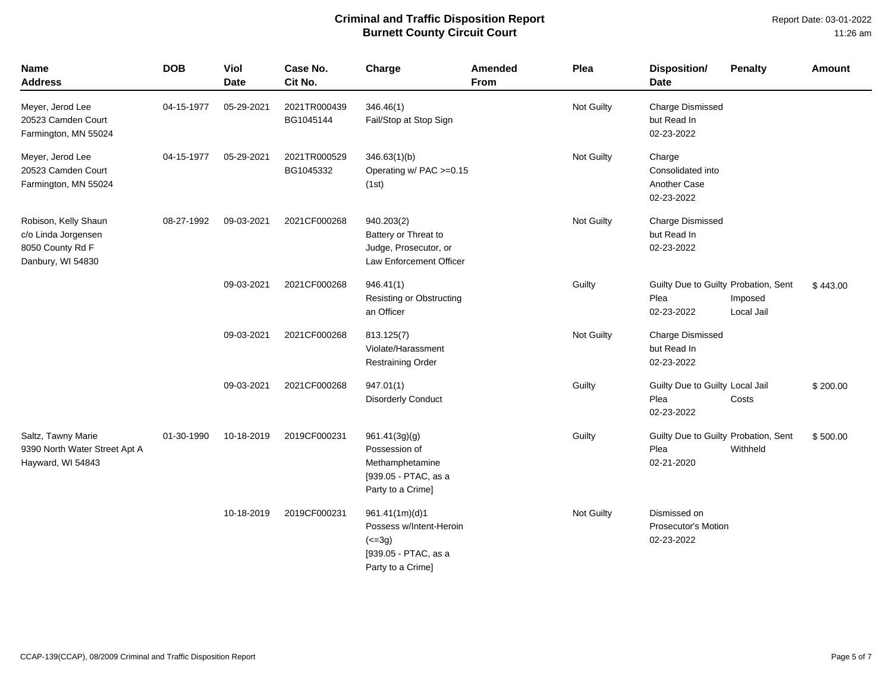# Criminal and Traffic Disposition Report
## Burnett County Circuit Court

Report Date: 03-01-2022
11:26 am

| Name<br>Address | DOB | Viol Date | Case No.<br>Cit No. | Charge | Amended From | Plea | Disposition/<br>Date | Penalty | Amount |
|---|---|---|---|---|---|---|---|---|---|
| Meyer, Jerod Lee<br>20523 Camden Court<br>Farmington, MN 55024 | 04-15-1977 | 05-29-2021 | 2021TR000439<br>BG1045144 | 346.46(1)<br>Fail/Stop at Stop Sign | | Not Guilty | Charge Dismissed but Read In<br>02-23-2022 | | |
| Meyer, Jerod Lee<br>20523 Camden Court<br>Farmington, MN 55024 | 04-15-1977 | 05-29-2021 | 2021TR000529<br>BG1045332 | 346.63(1)(b)<br>Operating w/ PAC >=0.15 (1st) | | Not Guilty | Charge Consolidated into Another Case<br>02-23-2022 | | |
| Robison, Kelly Shaun<br>c/o Linda Jorgensen<br>8050 County Rd F<br>Danbury, WI 54830 | 08-27-1992 | 09-03-2021 | 2021CF000268 | 940.203(2)<br>Battery or Threat to Judge, Prosecutor, or Law Enforcement Officer | | Not Guilty | Charge Dismissed but Read In<br>02-23-2022 | | |
| | | 09-03-2021 | 2021CF000268 | 946.41(1)<br>Resisting or Obstructing an Officer | | Guilty | Guilty Due to Guilty Plea<br>02-23-2022 | Probation, Sent Imposed<br>Local Jail | $ 443.00 |
| | | 09-03-2021 | 2021CF000268 | 813.125(7)<br>Violate/Harassment Restraining Order | | Not Guilty | Charge Dismissed but Read In<br>02-23-2022 | | |
| | | 09-03-2021 | 2021CF000268 | 947.01(1)<br>Disorderly Conduct | | Guilty | Guilty Due to Guilty Plea<br>02-23-2022 | Local Jail<br>Costs | $ 200.00 |
| Saltz, Tawny Marie<br>9390 North Water Street Apt A<br>Hayward, WI 54843 | 01-30-1990 | 10-18-2019 | 2019CF000231 | 961.41(3g)(g)<br>Possession of Methamphetamine<br>[939.05 - PTAC, as a Party to a Crime] | | Guilty | Guilty Due to Guilty Plea<br>02-21-2020 | Probation, Sent Withheld | $ 500.00 |
| | | 10-18-2019 | 2019CF000231 | 961.41(1m)(d)1<br>Possess w/Intent-Heroin (<=3g)<br>[939.05 - PTAC, as a Party to a Crime] | | Not Guilty | Dismissed on Prosecutor's Motion<br>02-23-2022 | | |

CCAP-139(CCAP), 08/2009 Criminal and Traffic Disposition Report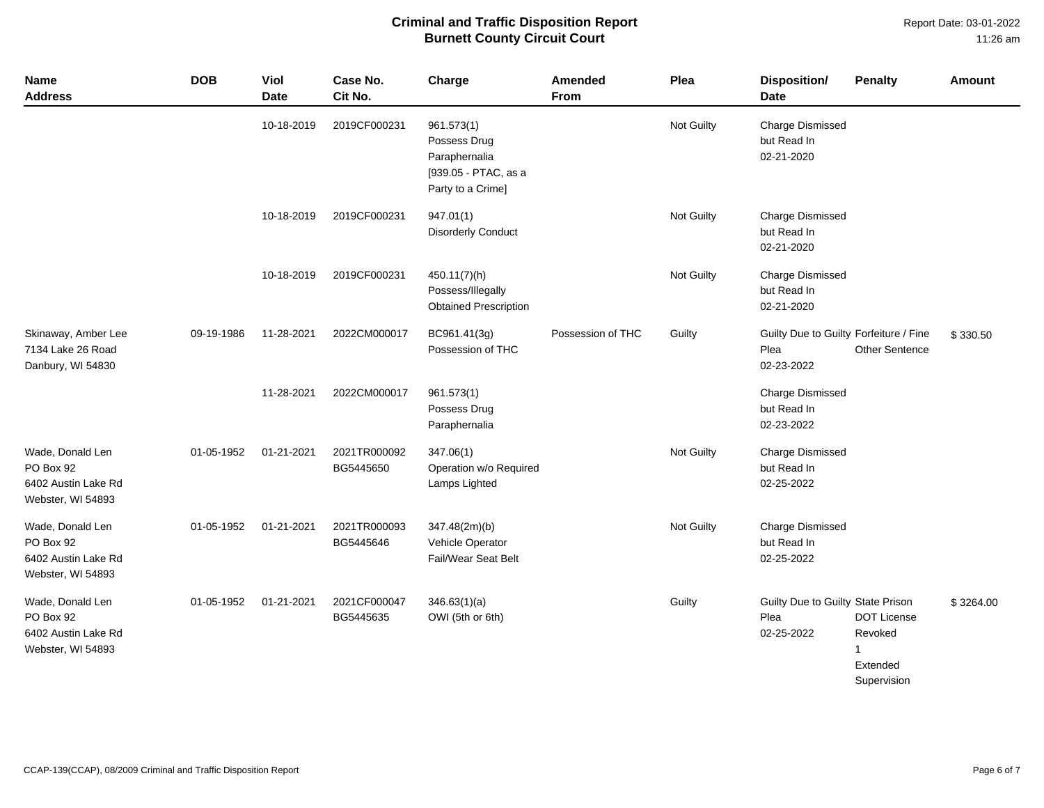# Criminal and Traffic Disposition Report
## Burnett County Circuit Court

Report Date: 03-01-2022
11:26 am

| Name Address | DOB | Viol Date | Case No. Cit No. | Charge | Amended From | Plea | Disposition/ Date | Penalty | Amount |
|---|---|---|---|---|---|---|---|---|---|
| | | 10-18-2019 | 2019CF000231 | 961.573(1) Possess Drug Paraphernalia [939.05 - PTAC, as a Party to a Crime] | | Not Guilty | Charge Dismissed but Read In 02-21-2020 | | |
| | | 10-18-2019 | 2019CF000231 | 947.01(1) Disorderly Conduct | | Not Guilty | Charge Dismissed but Read In 02-21-2020 | | |
| | | 10-18-2019 | 2019CF000231 | 450.11(7)(h) Possess/Illegally Obtained Prescription | | Not Guilty | Charge Dismissed but Read In 02-21-2020 | | |
| Skinaway, Amber Lee 7134 Lake 26 Road Danbury, WI 54830 | 09-19-1986 | 11-28-2021 | 2022CM000017 | BC961.41(3g) Possession of THC | Possession of THC | Guilty | Guilty Due to Guilty Plea 02-23-2022 | Forfeiture / Fine Other Sentence | $ 330.50 |
| | | 11-28-2021 | 2022CM000017 | 961.573(1) Possess Drug Paraphernalia | | | Charge Dismissed but Read In 02-23-2022 | | |
| Wade, Donald Len PO Box 92 6402 Austin Lake Rd Webster, WI 54893 | 01-05-1952 | 01-21-2021 | 2021TR000092 BG5445650 | 347.06(1) Operation w/o Required Lamps Lighted | | Not Guilty | Charge Dismissed but Read In 02-25-2022 | | |
| Wade, Donald Len PO Box 92 6402 Austin Lake Rd Webster, WI 54893 | 01-05-1952 | 01-21-2021 | 2021TR000093 BG5445646 | 347.48(2m)(b) Vehicle Operator Fail/Wear Seat Belt | | Not Guilty | Charge Dismissed but Read In 02-25-2022 | | |
| Wade, Donald Len PO Box 92 6402 Austin Lake Rd Webster, WI 54893 | 01-05-1952 | 01-21-2021 | 2021CF000047 BG5445635 | 346.63(1)(a) OWI (5th or 6th) | | Guilty | Guilty Due to Guilty Plea 02-25-2022 | State Prison DOT License Revoked 1 Extended Supervision | $ 3264.00 |

CCAP-139(CCAP), 08/2009 Criminal and Traffic Disposition Report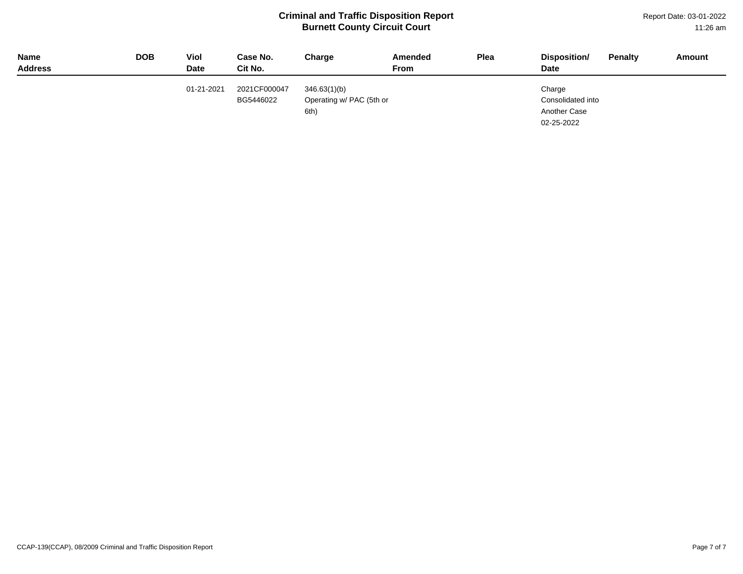# Criminal and Traffic Disposition Report
## Burnett County Circuit Court

Report Date: 03-01-2022
11:26 am

| Name Address | DOB | Viol Date | Case No. Cit No. | Charge | Amended From | Plea | Disposition/ Date | Penalty | Amount |
|---|---|---|---|---|---|---|---|---|---|
| | | 01-21-2021 | 2021CF000047 BG5446022 | 346.63(1)(b) Operating w/ PAC (5th or 6th) | | | Charge Consolidated into Another Case 02-25-2022 | | |

CCAP-139(CCAP), 08/2009 Criminal and Traffic Disposition Report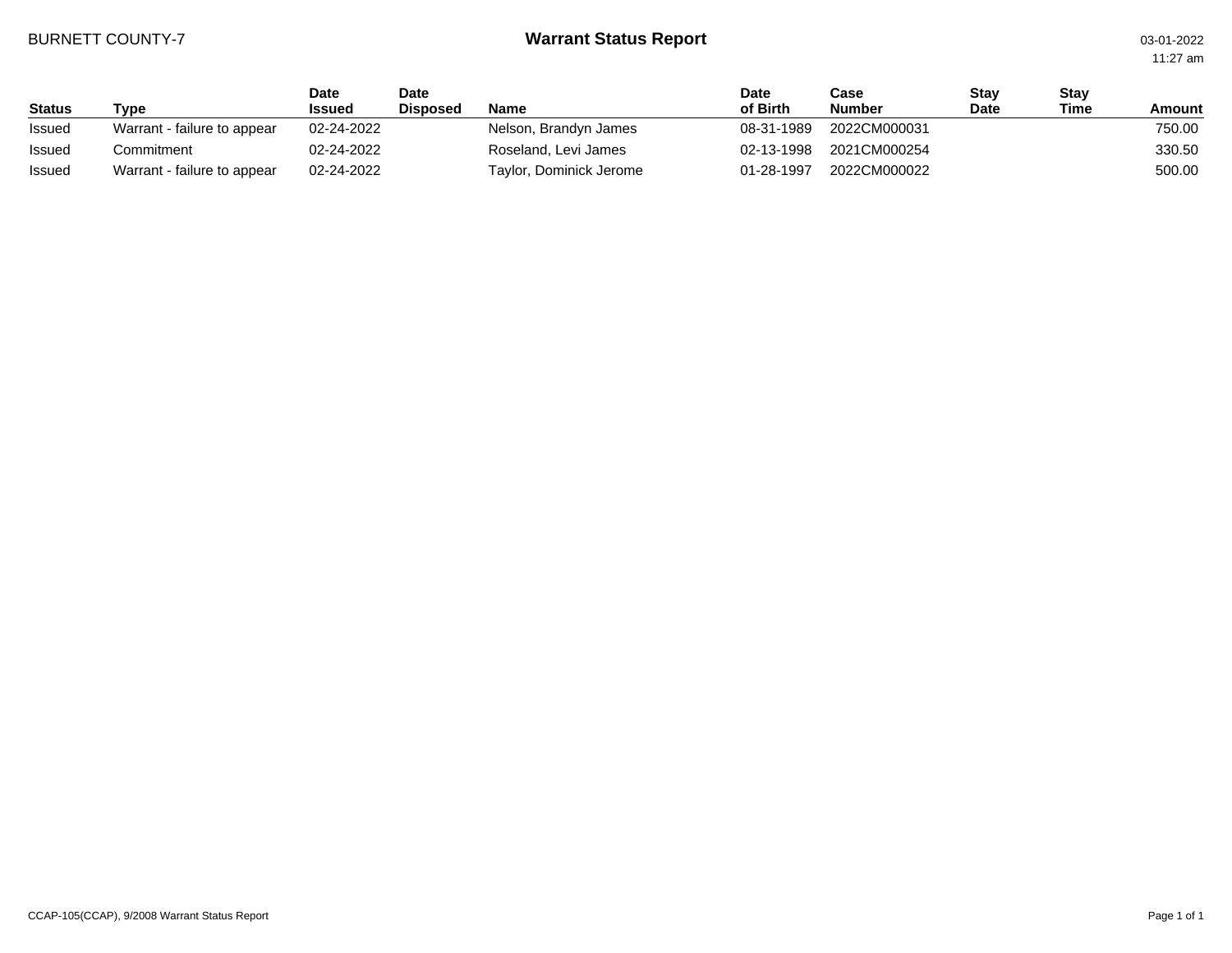BURNETT COUNTY-7

# Warrant Status Report

03-01-2022
11:27 am

| Status | Type | Date Issued | Date Disposed | Name | Date of Birth | Case Number | Stay Date | Stay Time | Amount |
|---|---|---|---|---|---|---|---|---|---|
| Issued | Warrant - failure to appear | 02-24-2022 | | Nelson, Brandyn James | 08-31-1989 | 2022CM000031 | | | 750.00 |
| Issued | Commitment | 02-24-2022 | | Roseland, Levi James | 02-13-1998 | 2021CM000254 | | | 330.50 |
| Issued | Warrant - failure to appear | 02-24-2022 | | Taylor, Dominick Jerome | 01-28-1997 | 2022CM000022 | | | 500.00 |

CCAP-105(CCAP), 9/2008 Warrant Status Report